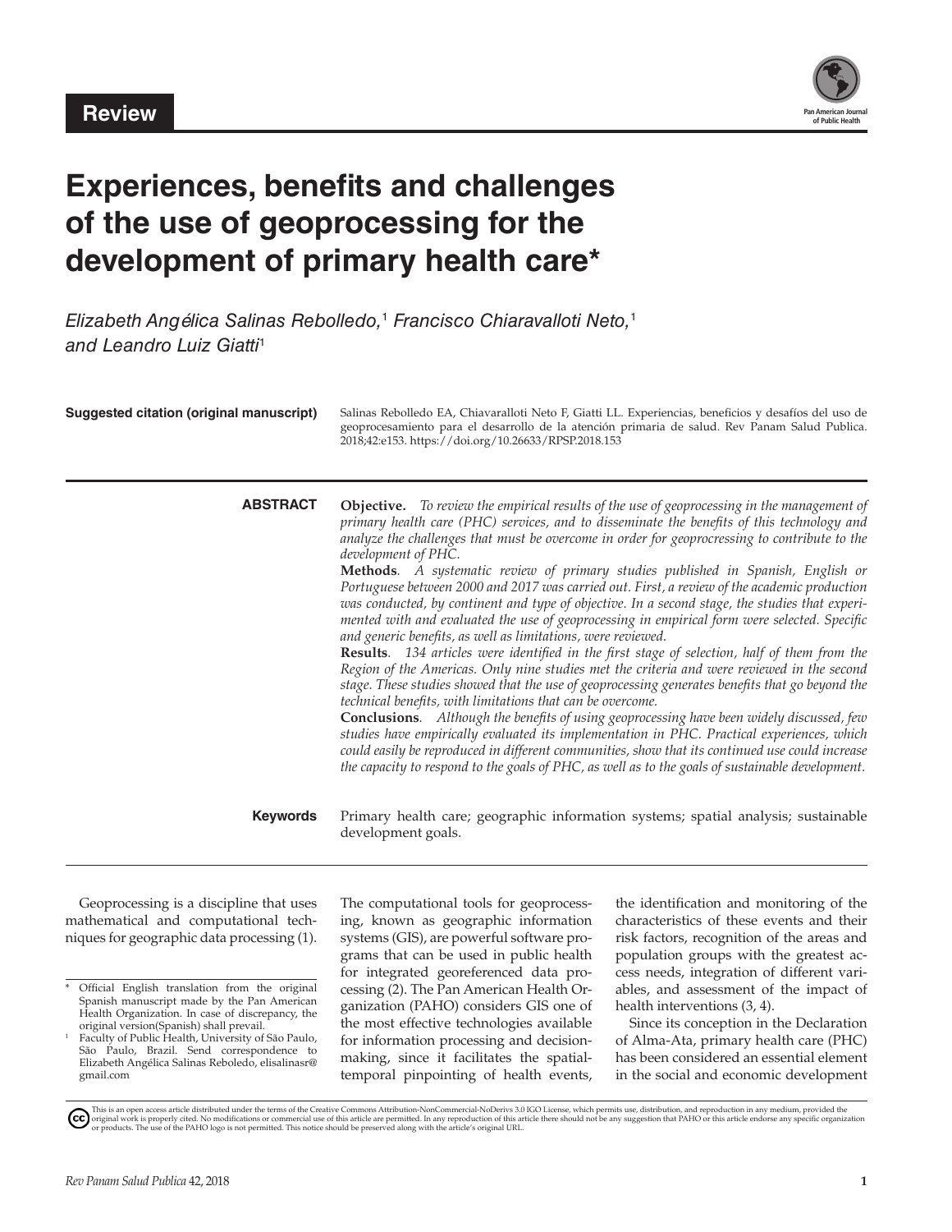**Review**

# Experiences, benefits and challenges of the use of geoprocessing for the development of primary health care*

*Elizabeth Angélica Salinas Rebolledo,[1] Francisco Chiaravalloti Neto,[1] and Leandro Luiz Giatti[1]*

**Suggested citation (original manuscript)** Salinas Rebolledo EA, Chiaravalloti Neto F, Giatti LL. Experiencias, beneficios y desafíos del uso de geoprocesamiento para el desarrollo de la atención primaria de salud. Rev Panam Salud Publica. 2018;42:e153. https://doi.org/10.26633/RPSP.2018.153

**ABSTRACT**

**Objective.** *To review the empirical results of the use of geoprocessing in the management of primary health care (PHC) services, and to disseminate the benefits of this technology and analyze the challenges that must be overcome in order for geoprocressing to contribute to the development of PHC.*

**Methods**. *A systematic review of primary studies published in Spanish, English or Portuguese between 2000 and 2017 was carried out. First, a review of the academic production was conducted, by continent and type of objective. In a second stage, the studies that experimented with and evaluated the use of geoprocessing in empirical form were selected. Specific and generic benefits, as well as limitations, were reviewed.*

**Results**. *134 articles were identified in the first stage of selection, half of them from the Region of the Americas. Only nine studies met the criteria and were reviewed in the second stage. These studies showed that the use of geoprocessing generates benefits that go beyond the technical benefits, with limitations that can be overcome.*

**Conclusions**. *Although the benefits of using geoprocessing have been widely discussed, few studies have empirically evaluated its implementation in PHC. Practical experiences, which could easily be reproduced in different communities, show that its continued use could increase the capacity to respond to the goals of PHC, as well as to the goals of sustainable development.*

**Keywords** Primary health care; geographic information systems; spatial analysis; sustainable development goals.

Geoprocessing is a discipline that uses mathematical and computational techniques for geographic data processing (1). The computational tools for geoprocessing, known as geographic information systems (GIS), are powerful software programs that can be used in public health for integrated georeferenced data processing (2). The Pan American Health Organization (PAHO) considers GIS one of the most effective technologies available for information processing and decision-making, since it facilitates the spatial-temporal pinpointing of health events, the identification and monitoring of the characteristics of these events and their risk factors, recognition of the areas and population groups with the greatest access needs, integration of different variables, and assessment of the impact of health interventions (3, 4).

Since its conception in the Declaration of Alma-Ata, primary health care (PHC) has been considered an essential element in the social and economic development

---

\* Official English translation from the original Spanish manuscript made by the Pan American Health Organization. In case of discrepancy, the original version(Spanish) shall prevail.

[1] Faculty of Public Health, University of São Paulo, São Paulo, Brazil. Send correspondence to Elizabeth Angélica Salinas Reboledo, elisalinasr@gmail.com

This is an open access article distributed under the terms of the Creative Commons Attribution-NonCommercial-NoDerivs 3.0 IGO License, which permits use, distribution, and reproduction in any medium, provided the original work is properly cited. No modifications or commercial use of this article are permitted. In any reproduction of this article there should not be any suggestion that PAHO or this article endorse any specific organization or products. The use of the PAHO logo is not permitted. This notice should be preserved along with the article's original URL.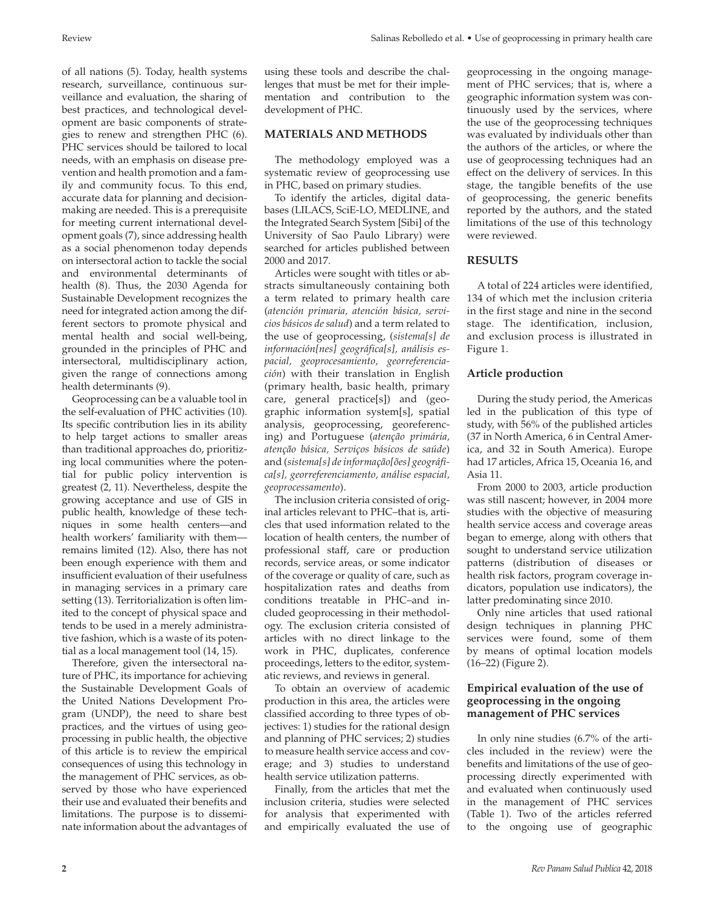of all nations (5). Today, health systems research, surveillance, continuous surveillance and evaluation, the sharing of best practices, and technological development are basic components of strategies to renew and strengthen PHC (6). PHC services should be tailored to local needs, with an emphasis on disease prevention and health promotion and a family and community focus. To this end, accurate data for planning and decision-making are needed. This is a prerequisite for meeting current international development goals (7), since addressing health as a social phenomenon today depends on intersectoral action to tackle the social and environmental determinants of health (8). Thus, the 2030 Agenda for Sustainable Development recognizes the need for integrated action among the different sectors to promote physical and mental health and social well-being, grounded in the principles of PHC and intersectoral, multidisciplinary action, given the range of connections among health determinants (9).

Geoprocessing can be a valuable tool in the self-evaluation of PHC activities (10). Its specific contribution lies in its ability to help target actions to smaller areas than traditional approaches do, prioritizing local communities where the potential for public policy intervention is greatest (2, 11). Nevertheless, despite the growing acceptance and use of GIS in public health, knowledge of these techniques in some health centers—and health workers' familiarity with them—remains limited (12). Also, there has not been enough experience with them and insufficient evaluation of their usefulness in managing services in a primary care setting (13). Territorialization is often limited to the concept of physical space and tends to be used in a merely administrative fashion, which is a waste of its potential as a local management tool (14, 15).

Therefore, given the intersectoral nature of PHC, its importance for achieving the Sustainable Development Goals of the United Nations Development Program (UNDP), the need to share best practices, and the virtues of using geoprocessing in public health, the objective of this article is to review the empirical consequences of using this technology in the management of PHC services, as observed by those who have experienced their use and evaluated their benefits and limitations. The purpose is to disseminate information about the advantages of using these tools and describe the challenges that must be met for their implementation and contribution to the development of PHC.

## MATERIALS AND METHODS

The methodology employed was a systematic review of geoprocessing use in PHC, based on primary studies.

To identify the articles, digital databases (LILACS, SciE-LO, MEDLINE, and the Integrated Search System [Sibi] of the University of Sao Paulo Library) were searched for articles published between 2000 and 2017.

Articles were sought with titles or abstracts simultaneously containing both a term related to primary health care (*atención primaria, atención básica, servicios básicos de salud*) and a term related to the use of geoprocessing, (*sistema[s] de información[nes] geográfica[s], análisis espacial, geoprocesamiento, georreferenciación*) with their translation in English (primary health, basic health, primary care, general practice[s]) and (geographic information system[s], spatial analysis, geoprocessing, georeferencing) and Portuguese (*atenção primária, atenção básica, Serviços básicos de saúde*) and (*sistema[s] de informação[ões] geográfica[s], georreferenciamento, análise espacial, geoprocessamento*).

The inclusion criteria consisted of original articles relevant to PHC–that is, articles that used information related to the location of health centers, the number of professional staff, care or production records, service areas, or some indicator of the coverage or quality of care, such as hospitalization rates and deaths from conditions treatable in PHC–and included geoprocessing in their methodology. The exclusion criteria consisted of articles with no direct linkage to the work in PHC, duplicates, conference proceedings, letters to the editor, systematic reviews, and reviews in general.

To obtain an overview of academic production in this area, the articles were classified according to three types of objectives: 1) studies for the rational design and planning of PHC services; 2) studies to measure health service access and coverage; and 3) studies to understand health service utilization patterns.

Finally, from the articles that met the inclusion criteria, studies were selected for analysis that experimented with and empirically evaluated the use of geoprocessing in the ongoing management of PHC services; that is, where a geographic information system was continuously used by the services, where the use of the geoprocessing techniques was evaluated by individuals other than the authors of the articles, or where the use of geoprocessing techniques had an effect on the delivery of services. In this stage, the tangible benefits of the use of geoprocessing, the generic benefits reported by the authors, and the stated limitations of the use of this technology were reviewed.

## RESULTS

A total of 224 articles were identified, 134 of which met the inclusion criteria in the first stage and nine in the second stage. The identification, inclusion, and exclusion process is illustrated in Figure 1.

### Article production

During the study period, the Americas led in the publication of this type of study, with 56% of the published articles (37 in North America, 6 in Central America, and 32 in South America). Europe had 17 articles, Africa 15, Oceania 16, and Asia 11.

From 2000 to 2003, article production was still nascent; however, in 2004 more studies with the objective of measuring health service access and coverage areas began to emerge, along with others that sought to understand service utilization patterns (distribution of diseases or health risk factors, program coverage indicators, population use indicators), the latter predominating since 2010.

Only nine articles that used rational design techniques in planning PHC services were found, some of them by means of optimal location models (16–22) (Figure 2).

### Empirical evaluation of the use of geoprocessing in the ongoing management of PHC services

In only nine studies (6.7% of the articles included in the review) were the benefits and limitations of the use of geoprocessing directly experimented with and evaluated when continuously used in the management of PHC services (Table 1). Two of the articles referred to the ongoing use of geographic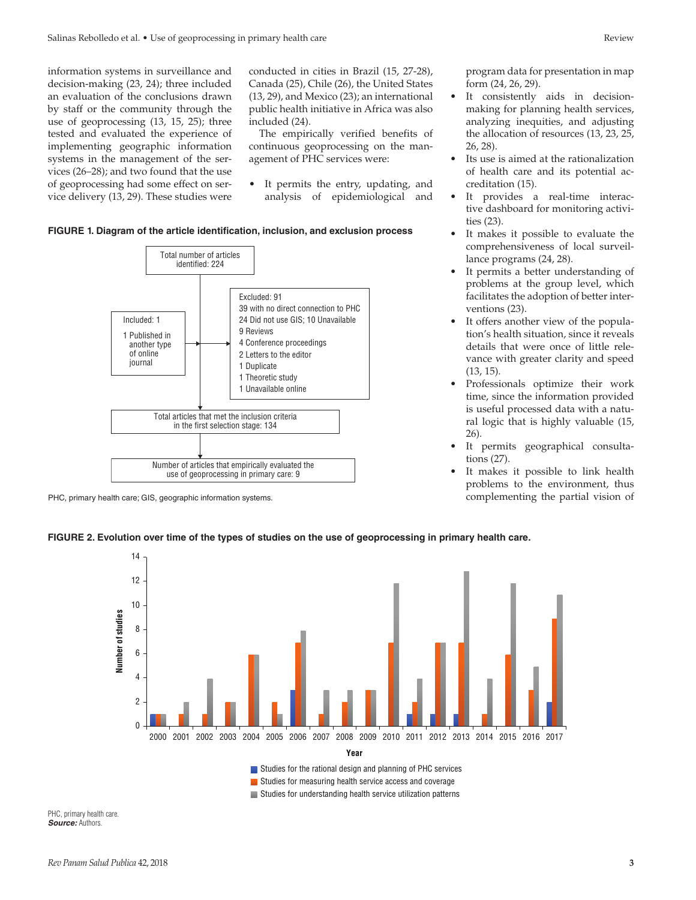information systems in surveillance and decision-making (23, 24); three included an evaluation of the conclusions drawn by staff or the community through the use of geoprocessing (13, 15, 25); three tested and evaluated the experience of implementing geographic information systems in the management of the services (26–28); and two found that the use of geoprocessing had some effect on service delivery (13, 29). These studies were conducted in cities in Brazil (15, 27-28), Canada (25), Chile (26), the United States (13, 29), and Mexico (23); an international public health initiative in Africa was also included (24).

The empirically verified benefits of continuous geoprocessing on the management of PHC services were:

- It permits the entry, updating, and analysis of epidemiological and program data for presentation in map form (24, 26, 29).
- It consistently aids in decision-making for planning health services, analyzing inequities, and adjusting the allocation of resources (13, 23, 25, 26, 28).
- Its use is aimed at the rationalization of health care and its potential accreditation (15).
- It provides a real-time interactive dashboard for monitoring activities (23).
- It makes it possible to evaluate the comprehensiveness of local surveillance programs (24, 28).
- It permits a better understanding of problems at the group level, which facilitates the adoption of better interventions (23).
- It offers another view of the population's health situation, since it reveals details that were once of little relevance with greater clarity and speed (13, 15).
- Professionals optimize their work time, since the information provided is useful processed data with a natural logic that is highly valuable (15, 26).
- It permits geographical consultations (27).
- It makes it possible to link health problems to the environment, thus complementing the partial vision of

**FIGURE 1. Diagram of the article identification, inclusion, and exclusion process**

Total number of articles identified: 224

Excluded: 91
- 39 with no direct connection to PHC
- 24 Did not use GIS; 10 Unavailable
- 9 Reviews
- 4 Conference proceedings
- 2 Letters to the editor
- 1 Duplicate
- 1 Theoretic study
- 1 Unavailable online

Included: 1
- 1 Published in another type of online journal

Total articles that met the inclusion criteria in the first selection stage: 134

Number of articles that empirically evaluated the use of geoprocessing in primary care: 9

PHC, primary health care; GIS, geographic information systems.

**FIGURE 2. Evolution over time of the types of studies on the use of geoprocessing in primary health care.**

| Year | Studies for the rational design and planning of PHC services | Studies for measuring health service access and coverage | Studies for understanding health service utilization patterns |
|---|---|---|---|
| 2000 | 1 | 1 | 1 |
| 2001 | 0 | 1 | 2 |
| 2002 | 0 | 1 | 4 |
| 2003 | 0 | 2 | 2 |
| 2004 | 0 | 6 | 6 |
| 2005 | 0 | 2 | 1 |
| 2006 | 3 | 7 | 8 |
| 2007 | 0 | 1 | 3 |
| 2008 | 0 | 2 | 3 |
| 2009 | 0 | 3 | 3 |
| 2010 | 0 | 7 | 12 |
| 2011 | 1 | 2 | 4 |
| 2012 | 1 | 7 | 7 |
| 2013 | 1 | 7 | 13 |
| 2014 | 0 | 1 | 4 |
| 2015 | 0 | 6 | 12 |
| 2016 | 0 | 3 | 5 |
| 2017 | 2 | 9 | 11 |

PHC, primary health care.
***Source:*** Authors.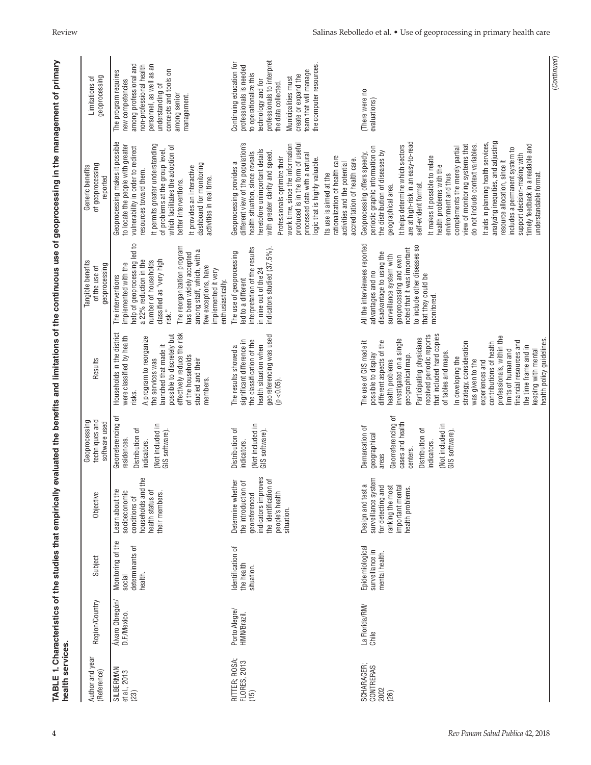**TABLE 1. Characteristics of the studies that empirically evaluated the benefits and limitations of the continuous use of geoprocessing in the management of primary health services.**

| Author and year (Reference) | Region/Country | Subject | Objective | Geoprocessing techniques and software used | Results | Tangible benefits of the use of geoprocessing | Generic benefits of geoprocessing reported | Limitations of geoprocessing |
|---|---|---|---|---|---|---|---|---|
| SILBERMAN et al., 2013 (23) | Álvaro Obregón/ D.F./Mexico. | Monitoring of the social determinants of health. | Learn about the socioeconomic conditions of households and the health status of their members. | Georreferencing of residences. Distribution of indicators. (Not included in GIS software). | Households in the district were classified by health risks. A program to reorganize the services was launched that made it possible to discretely but effectively reduce the risk of the households studied and their members. | The interventions implemented with the help of geoprocessing led to a 22% reduction in the number of households classified as "very high risk." The reorganization program has been widely accepted among staff, which, with a few exceptions, have implemented it very enthusiastically. | Geoprocessing makes it possible to locate the people with greater vulnerability in order to redirect resources toward them. It permits greater understanding of problems at the group level, which facilitates the adoption of better interventions. It provides an interactive dashboard for monitoring activities in real time. | The program requires new competencies among professional and non-professional health personnel, as well as an understanding of concepts and tools on among senior management. |
| RITTER; ROSA; FLORES, 2013 (15) | Porto Alegre/ HMN/Brazil. | Identification of the health situation. | Determine whether the introduction of georeferenced indicators improves the identification of people's health situation. | Distribution of indicators. (Not included in GIS software). | The results showed a significant difference in the classification of the health situation when georeferencing was used ($p < 0.05$). | The use of geoprocessing led to a different interpretation of the results in nine out of the 24 indicators studied (37.5%). | Geoprocessing provides a different view of the population's health situation, since reveals heretofore unimportant details with greater clarity and speed. Professionals optimize their work time, since the information produced is in the form of useful processed data with a natural logic that is highly valuable. Its use is aimed at the rationalization of health care activities and the potential accreditation of health care. | Continuing education for professionals is needed to operationalize this technology and for professionals to interpret the data collected. Municipalities must create or expand the team that will manage the computer resources. |
| SCHARAGER; CONTRERAS 2002 (26) | La Florida/RM/ Chile | Epidemiological surveillance in mental health. | Design and test a surveillance system for detecting and ranking the most important mental health problems. | Demarcation of geographical areas Georreferencing of cases and health centers. Distribution of indicators. (Not included in GIS software). | The use of GIS made it possible to display different aspects of the health problems investigated on a single geographical map. Participating physicians received periodic reports that included hard copies of tables and maps. In developing the strategy, consideration was given to the experiences and contributions of health professionals, within the limits of human and financial resources and the time frame and in keeping with mental health policy guidelines. | All the interviewees reported advantages and no disadvantage to using the surveillance system with geoprocessing and even noted that it was important to include other diseases so that they could be monitored. | Geoprocessing offers speedy, periodic graphic information on the distribution of diseases by geographical area. It helps determine which sectors are at high-risk in an easy-to-read self-evident format. It makes it possible to relate health problems with the environment and thus complements the merely partial view of monitoring systems that do not include context variables. It aids in planning health services, analyzing inequities, and adjusting resource allocation, since it includes a permanent system to support decision-making with timely feedback in a readable and understandable format. | (There were no evaluations) |

(*Continued*)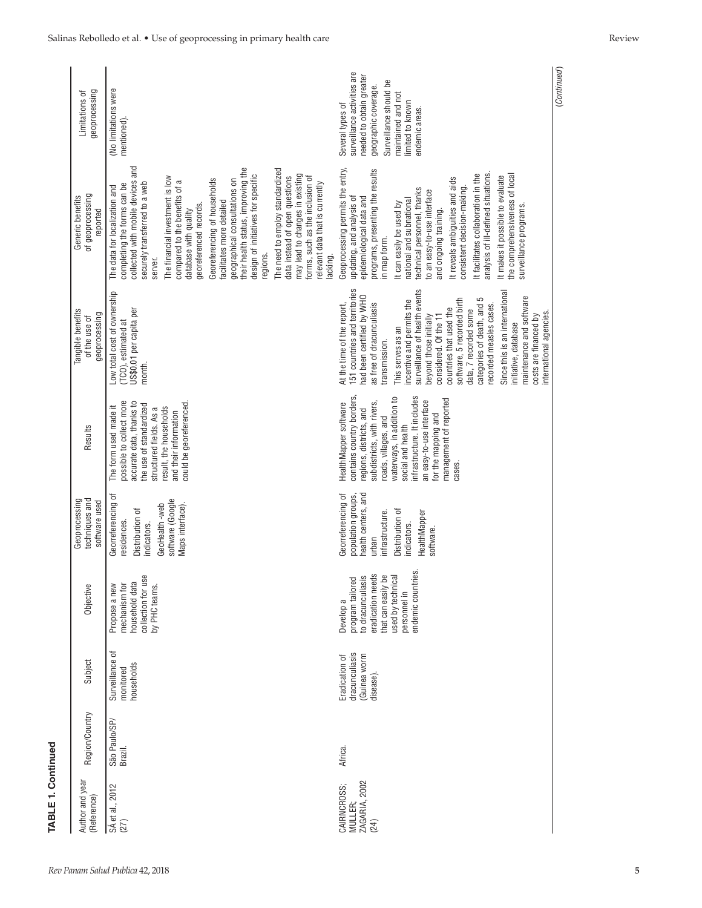**TABLE 1. Continued**

| Author and year (Reference) | Region/Country | Subject | Objective | Geoprocessing techniques and software used | Results | Tangible benefits of the use of geoprocessing | Generic benefits of geoprocessing reported | Limitations of geoprocessing |
|---|---|---|---|---|---|---|---|---|
| SÁ et al., 2012 (27) | São Paulo/SP/ Brazil. | Surveillance of monitored households | Propose a new mechanism for household data collection for use by PHC teams. | Georreferencing of residences.<br>Distribution of indicators.<br>GeoHealth -web software (Google Maps interface). | The form used made it possible to collect more accurate data, thanks to the use of standardized structured fields. As a result, the households and their information could be georeferenced. | Low total cost of ownership (TCO), estimated at US$0.01 per capita per month. | The data for localization and completing the forms can be collected with mobile devices and securely transferred to a web server.<br>The financial investment is low compared to the benefits of a database with quality georeferenced records.<br>Georeferencing of households facilitates more detailed geographical consultations on their health status, improving the design of initiatives for specific regions.<br>The need to employ standardized data instead of open questions may lead to changes in existing forms, such as the inclusion of relevant data that is currently lacking. | (No limitations were mentioned). |
| CAIRNCROSS; MULLER; ZAGARIA, 2002 (24) | Africa. | Eradication of dracunculiasis (Guinea worm disease). | Develop a program tailored to dracunculiasis eradication needs that can easily be used by technical personnel in endemic countries. | Georreferencing of population groups, health centers, and urban infrastructure.<br>Distribution of indicators.<br>HealthMapper software. | HealthMapper software contains country borders, regions, districts, and subdistricts, with rivers, roads, villages, and waterways, in addition to social and health infrastructure. It includes an easy-to-use interface for the mapping and management of reported cases. | At the time of the report, 151 countries and territories had been certified by WHO as free of dracunculiasis transmission.<br>This serves as an incentive and permits the surveillance of health events beyond those initially considered. Of the 11 countries that used the software, 5 recorded birth data, 7 recorded some categories of death, and 5 recorded measles cases.<br>Since this is an international initiative, database maintenance and software costs are financed by international agencies. | Geoprocessing permits the entry, updating, and analysis of epidemiological data and programs, presenting the results in map form.<br>It can easily be used by national and subnational technical personnel, thanks to an easy-to-use interface and ongoing training.<br>It reveals ambiguities and aids consistent decision-making.<br>It facilitates collaboration in the analysis of ill-defined situations.<br>It makes it possible to evaluate the comprehensiveness of local surveillance programs. | Several types of surveillance activities are needed to obtain greater geographic coverage. Surveillance should be maintained and not limited to known endemic areas. |

(Continued)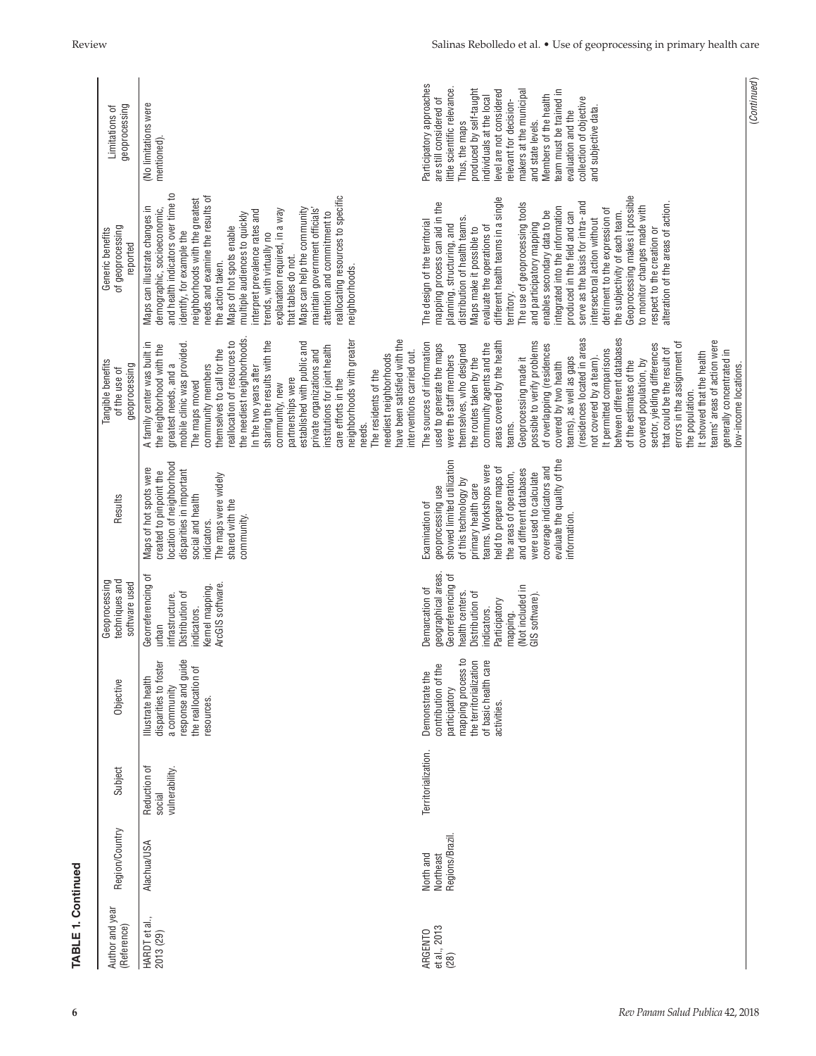**TABLE 1. Continued**

| Author and year (Reference) | Region/Country | Subject | Objective | Geoprocessing techniques and software used | Results | Tangible benefits of the use of geoprocessing | Generic benefits of geoprocessing reported | Limitations of geoprocessing |
|---|---|---|---|---|---|---|---|---|
| HARDT et al., 2013 (29) | Alachua/USA | Reduction of social vulnerability. | Illustrate health disparities to foster a community response and guide the reallocation of resources. | Georreferencing of urban infrastructure. Distribution of indicators. Kernel mapping. ArcGIS software. | Maps of hot spots were created to pinpoint the location of neighborhood disparities in important social and health indicators. The maps were widely shared with the community. | A family center was built in the neighborhood with the greatest needs, and a mobile clinic was provided. The maps moved community members themselves to call for the reallocation of resources to the neediest neighborhoods. In the two years after sharing the results with the community, new partnerships were established with public and private organizations and institutions for joint health care efforts in the neighborhoods with greater needs. The residents of the neediest neighborhoods have been satisfied with the interventions carried out. | Maps can illustrate changes in demographic, socioeconomic, and health indicators over time to identify, for example the neighborhoods with the greatest needs and examine the results of the action taken. Maps of hot spots enable multiple audiences to quickly interpret prevalence rates and trends, with virtually no explanation required, in a way that tables do not. Maps can help the community maintain government officials' attention and commitment to reallocating resources to specific neighborhoods. | (No limitations were mentioned). |
| ARGENTO et al., 2013 (28) | North and Northeast Regions/Brazil. | Territorialization. | Demonstrate the contribution of the participatory mapping process to the territorialization of basic health care activities. | Demarcation of geographical areas. Georreferencing of health centers. Distribution of indicators. Participatory mapping. (Not included in GIS software). | Examination of geoprocessing use showed limited utilization of this technology by primary health care teams. Workshops were held to prepare maps of the areas of operation, and different databases were used to calculate coverage indicators and evaluate the quality of the information. | The sources of information used to generate the maps were the staff members themselves, who designed the routes taken by the community agents and the areas covered by the health teams. Geoprocessing made it possible to verify problems of overlapping (residences covered by two health teams), as well as gaps (residences located in areas not covered by a team). It permitted comparisons between different databases of the estimates of the covered population, by sector, yielding differences that could be the result of errors in the assignment of the population. It showed that the health teams' areas of action were generally concentrated in low-income locations. | The design of the territorial mapping process can aid in the planning, structuring, and distribution of health teams. Maps make it possible to evaluate the operations of different health teams in a single territory. The use of geoprocessing tools and participatory mapping enables secondary data to be integrated into the information produced in the field and can serve as the basis for intra- and intersectoral action without detriment to the expression of the subjectivity of each team. Geoprocessing makes it possible to monitor changes made with respect to the creation or alteration of the areas of action. | Participatory approaches are still considered of little scientific relevance. Thus, the maps produced by self-taught individuals at the local level are not considered relevant for decision-makers at the municipal and state levels. Members of the health team must be trained in evaluation and the collection of objective and subjective data. |

(*Continued*)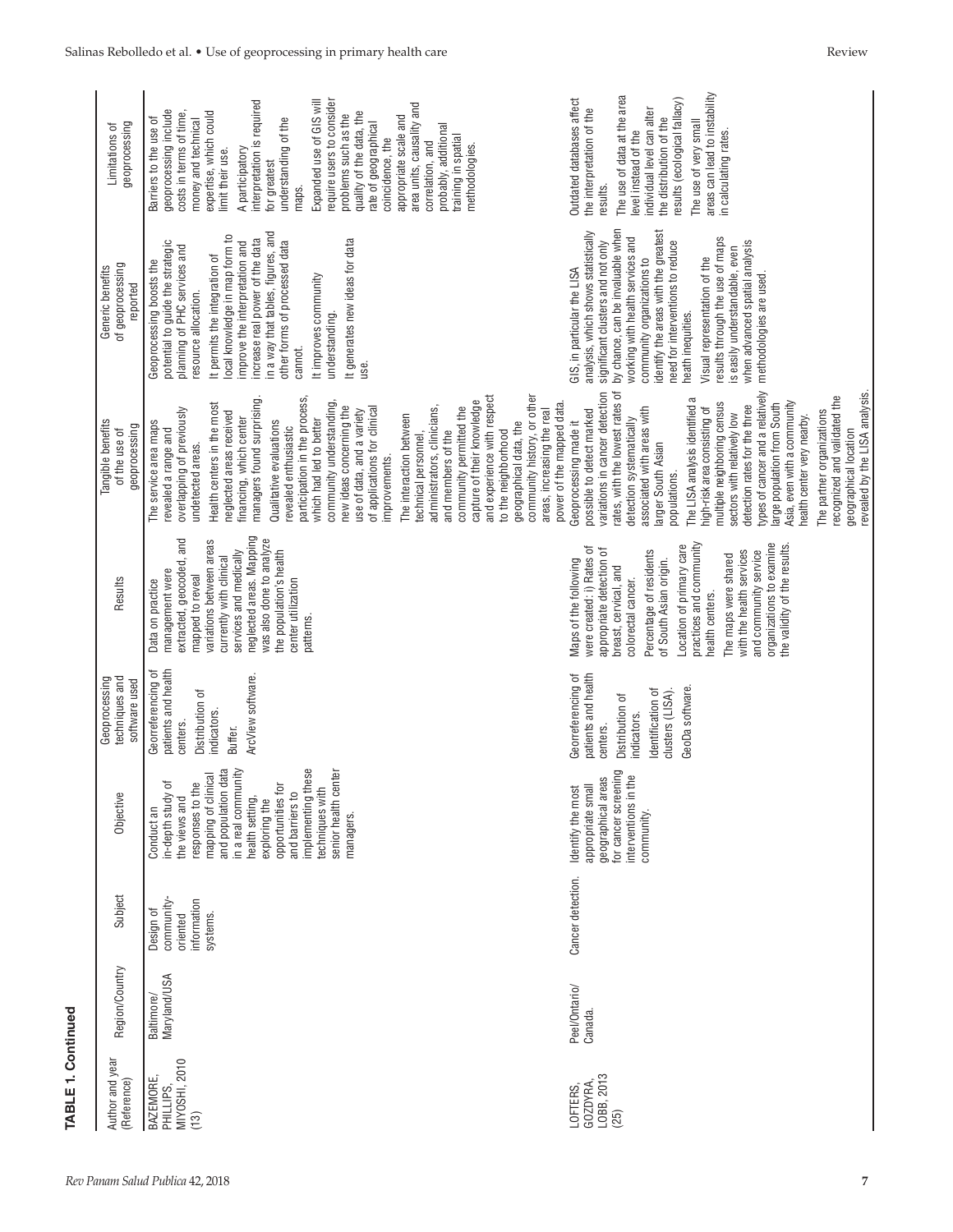**TABLE 1. Continued**

| Author and year (Reference) | Region/Country | Subject | Objective | Geoprocessing techniques and software used | Results | Tangible benefits of the use of geoprocessing | Generic benefits of geoprocessing reported | Limitations of geoprocessing |
|---|---|---|---|---|---|---|---|---|
| BAZEMORE, PHILLIPS, MIYOSHI, 2010 (13) | Baltimore/ Maryland/USA | Design of community-oriented information systems. | Conduct an in-depth study of the views and responses to the mapping of clinical and population data in a real community health setting, exploring the opportunities for and barriers to implementing these techniques with senior health center managers. | Georreferencing of patients and health centers. Distribution of indicators. Buffer. ArcView software. | Data on practice management were extracted, geocoded, and mapped to reveal variations between areas currently with clinical services and medically neglected areas. Mapping was also done to analyze the population's health center utilization patterns. | The service area maps revealed a range and overlapping of previously undetected areas. Health centers in the most neglected areas received financing, which center managers found surprising. Qualitative evaluations revealed enthusiastic participation in the process, which had led to better community understanding, new ideas concerning the use of data, and a variety of applications for clinical improvements. The interaction between technical personnel, administrators, clinicians, and members of the community permitted the capture of their knowledge and experience with respect to the neighborhood geographical data, the community history, or other areas, increasing the real power of the mapped data. | Geoprocessing boosts the potential to guide the strategic planning of PHC services and resource allocation. It permits the integration of local knowledge in map form to improve the interpretation and increase real power of the data in a way that tables, figures, and other forms of processed data cannot. It improves community understanding. It generates new ideas for data use. | Barriers to the use of geoprocessing include costs in terms of time, money and technical expertise, which could limit their use. A participatory interpretation is required for greatest understanding of the maps. Expanded use of GIS will require users to consider problems such as the quality of the data, the rate of geographical coincidence, the appropriate scale and area units, causality and correlation, and probably, additional training in spatial methodologies. |
| LOFTERS, GOZDYRA, LOBB, 2013 (25) | Peel/Ontario/ Canada. | Cancer detection. | Identify the most appropriate small geographical areas for cancer screening interventions in the community. | Georreferencing of patients and health centers. Distribution of indicators. Identification of clusters (LISA). GeoDa software. | Maps of the following were created: i) Rates of appropriate detection of breast, cervical, and colorectal cancer. Percentage of residents of South Asian origin. Location of primary care practices and community health centers. The maps were shared with the health services and community service organizations to examine the validity of the results. | Geoprocessing made it possible to detect marked variations in cancer detection rates, with the lowest rates of detection systematically associated with areas with larger South Asian populations. The LISA analysis identified a high-risk area consisting of multiple neighboring census sectors with relatively low detection rates for the three types of cancer and a relatively large population from South Asia, even with a community health center very nearby. The partner organizations recognized and validated the geographical location revealed by the LISA analysis. | GIS, in particular the LISA analysis, which shows statistically significant clusters and not only by chance, can be invaluable when working with health services and community organizations to identify the areas with the greatest need for interventions to reduce heath inequities. Visual representation of the results through the use of maps is easily understandable, even when advanced spatial analysis methodologies are used. | Outdated databases affect the interpretation of the results. The use of data at the area level instead of the individual level can alter the distribution of the results (ecological fallacy) The use of very small areas can lead to instability in calculating rates. |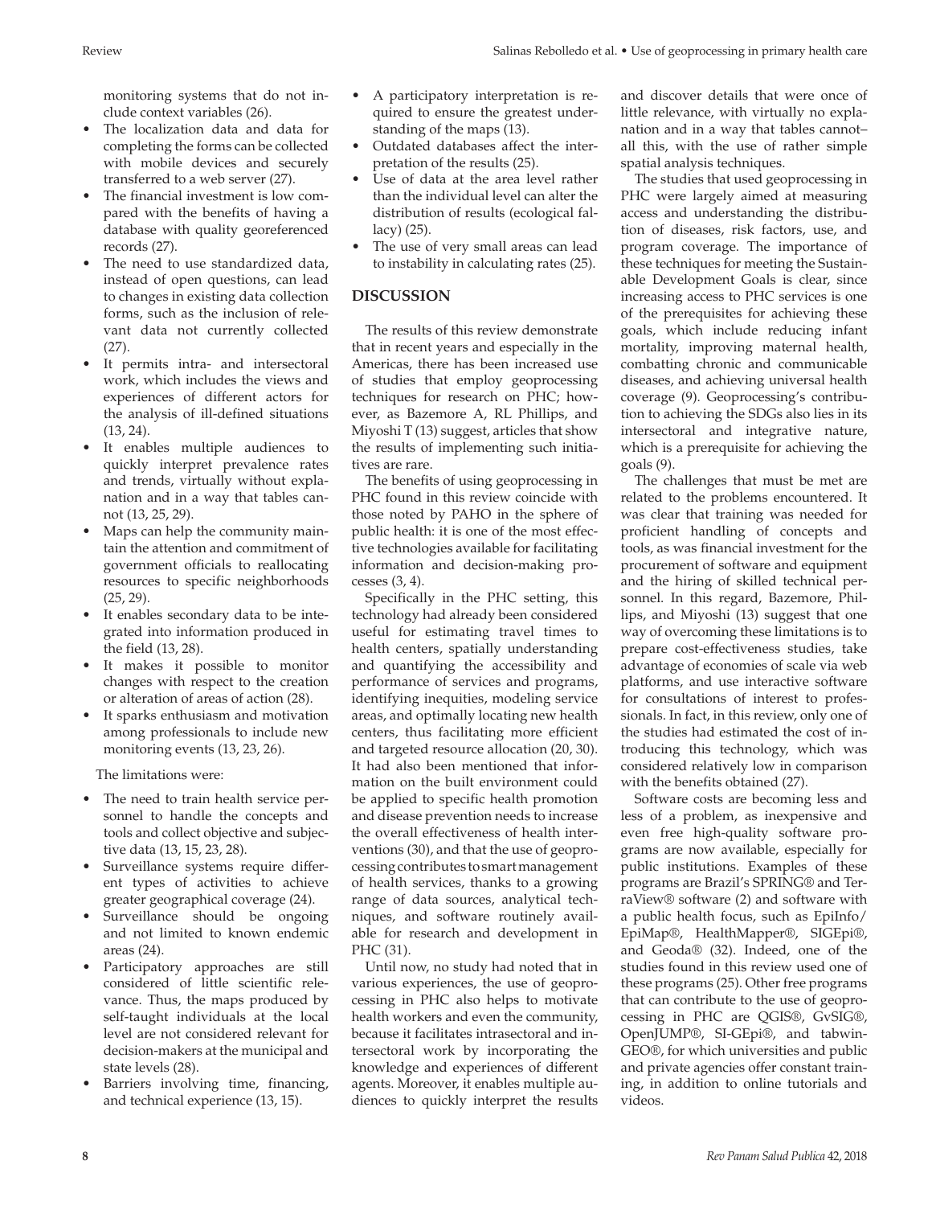monitoring systems that do not include context variables (26).

- The localization data and data for completing the forms can be collected with mobile devices and securely transferred to a web server (27).
- The financial investment is low compared with the benefits of having a database with quality georeferenced records (27).
- The need to use standardized data, instead of open questions, can lead to changes in existing data collection forms, such as the inclusion of relevant data not currently collected (27).
- It permits intra- and intersectoral work, which includes the views and experiences of different actors for the analysis of ill-defined situations (13, 24).
- It enables multiple audiences to quickly interpret prevalence rates and trends, virtually without explanation and in a way that tables cannot (13, 25, 29).
- Maps can help the community maintain the attention and commitment of government officials to reallocating resources to specific neighborhoods (25, 29).
- It enables secondary data to be integrated into information produced in the field (13, 28).
- It makes it possible to monitor changes with respect to the creation or alteration of areas of action (28).
- It sparks enthusiasm and motivation among professionals to include new monitoring events (13, 23, 26).

The limitations were:

- The need to train health service personnel to handle the concepts and tools and collect objective and subjective data (13, 15, 23, 28).
- Surveillance systems require different types of activities to achieve greater geographical coverage (24).
- Surveillance should be ongoing and not limited to known endemic areas (24).
- Participatory approaches are still considered of little scientific relevance. Thus, the maps produced by self-taught individuals at the local level are not considered relevant for decision-makers at the municipal and state levels (28).
- Barriers involving time, financing, and technical experience (13, 15).
- A participatory interpretation is required to ensure the greatest understanding of the maps (13).
- Outdated databases affect the interpretation of the results (25).
- Use of data at the area level rather than the individual level can alter the distribution of results (ecological fallacy) (25).
- The use of very small areas can lead to instability in calculating rates (25).

## DISCUSSION

The results of this review demonstrate that in recent years and especially in the Americas, there has been increased use of studies that employ geoprocessing techniques for research on PHC; however, as Bazemore A, RL Phillips, and Miyoshi T (13) suggest, articles that show the results of implementing such initiatives are rare.

The benefits of using geoprocessing in PHC found in this review coincide with those noted by PAHO in the sphere of public health: it is one of the most effective technologies available for facilitating information and decision-making processes (3, 4).

Specifically in the PHC setting, this technology had already been considered useful for estimating travel times to health centers, spatially understanding and quantifying the accessibility and performance of services and programs, identifying inequities, modeling service areas, and optimally locating new health centers, thus facilitating more efficient and targeted resource allocation (20, 30). It had also been mentioned that information on the built environment could be applied to specific health promotion and disease prevention needs to increase the overall effectiveness of health interventions (30), and that the use of geoprocessing contributes to smart management of health services, thanks to a growing range of data sources, analytical techniques, and software routinely available for research and development in PHC (31).

Until now, no study had noted that in various experiences, the use of geoprocessing in PHC also helps to motivate health workers and even the community, because it facilitates intrasectoral and intersectoral work by incorporating the knowledge and experiences of different agents. Moreover, it enables multiple audiences to quickly interpret the results and discover details that were once of little relevance, with virtually no explanation and in a way that tables cannot– all this, with the use of rather simple spatial analysis techniques.

The studies that used geoprocessing in PHC were largely aimed at measuring access and understanding the distribution of diseases, risk factors, use, and program coverage. The importance of these techniques for meeting the Sustainable Development Goals is clear, since increasing access to PHC services is one of the prerequisites for achieving these goals, which include reducing infant mortality, improving maternal health, combatting chronic and communicable diseases, and achieving universal health coverage (9). Geoprocessing's contribution to achieving the SDGs also lies in its intersectoral and integrative nature, which is a prerequisite for achieving the goals (9).

The challenges that must be met are related to the problems encountered. It was clear that training was needed for proficient handling of concepts and tools, as was financial investment for the procurement of software and equipment and the hiring of skilled technical personnel. In this regard, Bazemore, Phillips, and Miyoshi (13) suggest that one way of overcoming these limitations is to prepare cost-effectiveness studies, take advantage of economies of scale via web platforms, and use interactive software for consultations of interest to professionals. In fact, in this review, only one of the studies had estimated the cost of introducing this technology, which was considered relatively low in comparison with the benefits obtained (27).

Software costs are becoming less and less of a problem, as inexpensive and even free high-quality software programs are now available, especially for public institutions. Examples of these programs are Brazil's SPRING® and TerraView® software (2) and software with a public health focus, such as EpiInfo/EpiMap®, HealthMapper®, SIGEpi®, and Geoda® (32). Indeed, one of the studies found in this review used one of these programs (25). Other free programs that can contribute to the use of geoprocessing in PHC are QGIS®, GvSIG®, OpenJUMP®, SI-GEpi®, and tabwin-GEO®, for which universities and public and private agencies offer constant training, in addition to online tutorials and videos.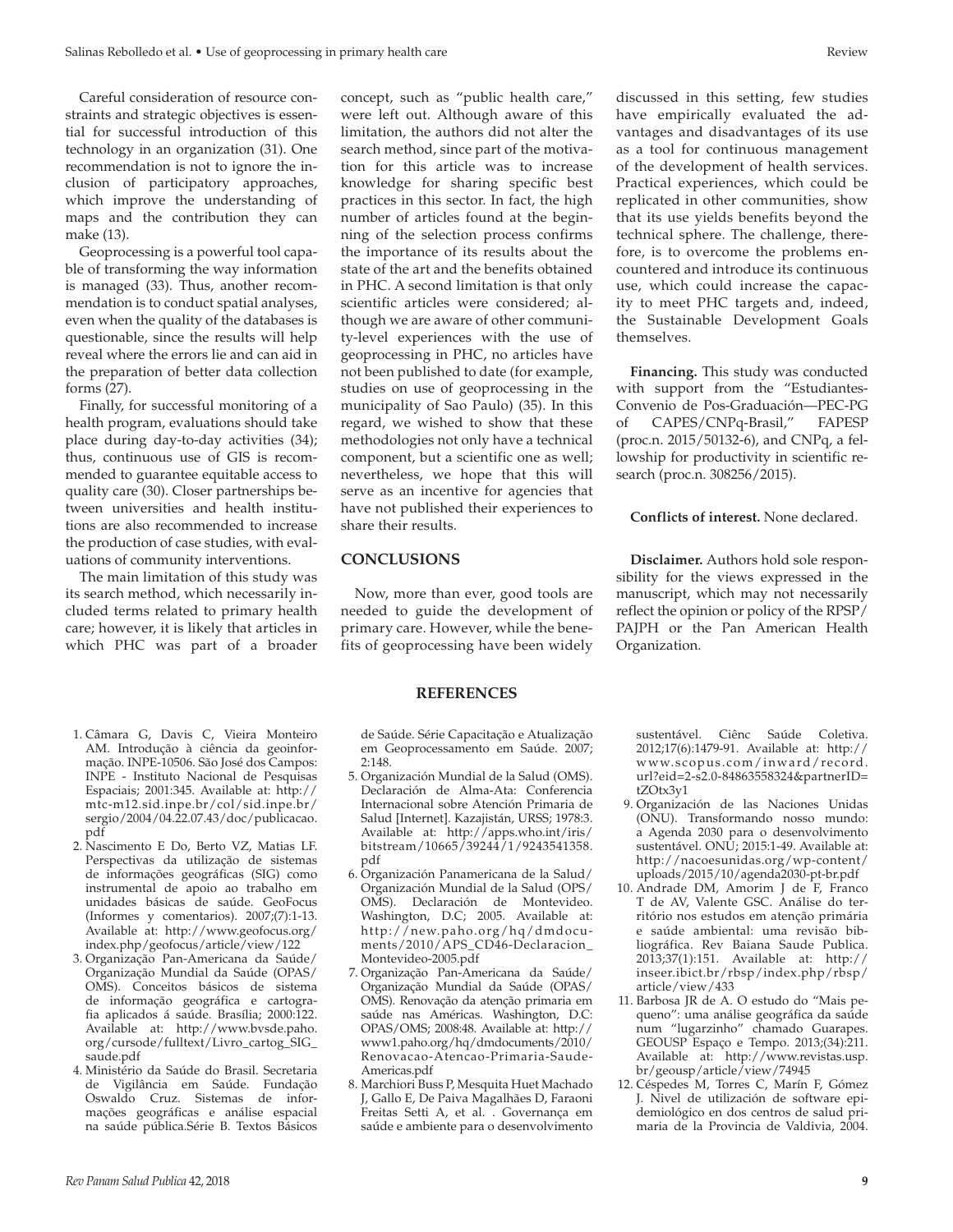Careful consideration of resource constraints and strategic objectives is essential for successful introduction of this technology in an organization (31). One recommendation is not to ignore the inclusion of participatory approaches, which improve the understanding of maps and the contribution they can make (13).

Geoprocessing is a powerful tool capable of transforming the way information is managed (33). Thus, another recommendation is to conduct spatial analyses, even when the quality of the databases is questionable, since the results will help reveal where the errors lie and can aid in the preparation of better data collection forms (27).

Finally, for successful monitoring of a health program, evaluations should take place during day-to-day activities (34); thus, continuous use of GIS is recommended to guarantee equitable access to quality care (30). Closer partnerships between universities and health institutions are also recommended to increase the production of case studies, with evaluations of community interventions.

The main limitation of this study was its search method, which necessarily included terms related to primary health care; however, it is likely that articles in which PHC was part of a broader concept, such as "public health care," were left out. Although aware of this limitation, the authors did not alter the search method, since part of the motivation for this article was to increase knowledge for sharing specific best practices in this sector. In fact, the high number of articles found at the beginning of the selection process confirms the importance of its results about the state of the art and the benefits obtained in PHC. A second limitation is that only scientific articles were considered; although we are aware of other community-level experiences with the use of geoprocessing in PHC, no articles have not been published to date (for example, studies on use of geoprocessing in the municipality of Sao Paulo) (35). In this regard, we wished to show that these methodologies not only have a technical component, but a scientific one as well; nevertheless, we hope that this will serve as an incentive for agencies that have not published their experiences to share their results.

## CONCLUSIONS

Now, more than ever, good tools are needed to guide the development of primary care. However, while the benefits of geoprocessing have been widely discussed in this setting, few studies have empirically evaluated the advantages and disadvantages of its use as a tool for continuous management of the development of health services. Practical experiences, which could be replicated in other communities, show that its use yields benefits beyond the technical sphere. The challenge, therefore, is to overcome the problems encountered and introduce its continuous use, which could increase the capacity to meet PHC targets and, indeed, the Sustainable Development Goals themselves.

**Financing.** This study was conducted with support from the "Estudiantes-Convenio de Pos-Graduación—PEC-PG of CAPES/CNPq-Brasil," FAPESP (proc.n. 2015/50132-6), and CNPq, a fellowship for productivity in scientific research (proc.n. 308256/2015).

**Conflicts of interest.** None declared.

**Disclaimer.** Authors hold sole responsibility for the views expressed in the manuscript, which may not necessarily reflect the opinion or policy of the RPSP/PAJPH or the Pan American Health Organization.

## REFERENCES

1. Câmara G, Davis C, Vieira Monteiro AM. Introdução à ciência da geoinformação. INPE-10506. São José dos Campos: INPE - Instituto Nacional de Pesquisas Espaciais; 2001:345. Available at: http://mtc-m12.sid.inpe.br/col/sid.inpe.br/sergio/2004/04.22.07.43/doc/publicacao.pdf
2. Nascimento E Do, Berto VZ, Matias LF. Perspectivas da utilização de sistemas de informações geográficas (SIG) como instrumental de apoio ao trabalho em unidades básicas de saúde. GeoFocus (Informes y comentarios). 2007;(7):1-13. Available at: http://www.geofocus.org/index.php/geofocus/article/view/122
3. Organização Pan-Americana da Saúde/Organização Mundial da Saúde (OPAS/OMS). Conceitos básicos de sistema de informação geográfica e cartografia aplicados á saúde. Brasília; 2000:122. Available at: http://www.bvsde.paho.org/cursode/fulltext/Livro_cartog_SIG_saude.pdf
4. Ministério da Saúde do Brasil. Secretaria de Vigilância em Saúde. Fundação Oswaldo Cruz. Sistemas de informações geográficas e análise espacial na saúde pública.Série B. Textos Básicos de Saúde. Série Capacitação e Atualização em Geoprocessamento em Saúde. 2007; 2:148.
5. Organización Mundial de la Salud (OMS). Declaración de Alma-Ata: Conferencia Internacional sobre Atención Primaria de Salud [Internet]. Kazajistán, URSS; 1978:3. Available at: http://apps.who.int/iris/bitstream/10665/39244/1/9243541358.pdf
6. Organización Panamericana de la Salud/Organización Mundial de la Salud (OPS/OMS). Declaración de Montevideo. Washington, D.C; 2005. Available at: http://new.paho.org/hq/dmdocuments/2010/APS_CD46-Declaracion_Montevideo-2005.pdf
7. Organização Pan-Americana da Saúde/Organização Mundial da Saúde (OPAS/OMS). Renovação da atenção primaria em saúde nas Américas. Washington, D.C: OPAS/OMS; 2008:48. Available at: http://www1.paho.org/hq/dmdocuments/2010/Renovacao-Atencao-Primaria-Saude-Americas.pdf
8. Marchiori Buss P, Mesquita Huet Machado J, Gallo E, De Paiva Magalhães D, Faraoni Freitas Setti A, et al. . Governança em saúde e ambiente para o desenvolvimento sustentável. Ciênc Saúde Coletiva. 2012;17(6):1479-91. Available at: http://www.scopus.com/inward/record.url?eid=2-s2.0-84863558324&partnerID=tZOtx3y1
9. Organización de las Naciones Unidas (ONU). Transformando nosso mundo: a Agenda 2030 para o desenvolvimento sustentável. ONU; 2015:1-49. Available at: http://nacoesunidas.org/wp-content/uploads/2015/10/agenda2030-pt-br.pdf
10. Andrade DM, Amorim J de F, Franco T de AV, Valente GSC. Análise do território nos estudos em atenção primária e saúde ambiental: uma revisão bibliográfica. Rev Baiana Saude Publica. 2013;37(1):151. Available at: http://inseer.ibict.br/rbsp/index.php/rbsp/article/view/433
11. Barbosa JR de A. O estudo do "Mais pequeno": uma análise geográfica da saúde num "lugarzinho" chamado Guarapes. GEOUSP Espaço e Tempo. 2013;(34):211. Available at: http://www.revistas.usp.br/geousp/article/view/74945
12. Céspedes M, Torres C, Marín F, Gómez J. Nivel de utilización de software epidemiológico en dos centros de salud primaria de la Provincia de Valdivia, 2004.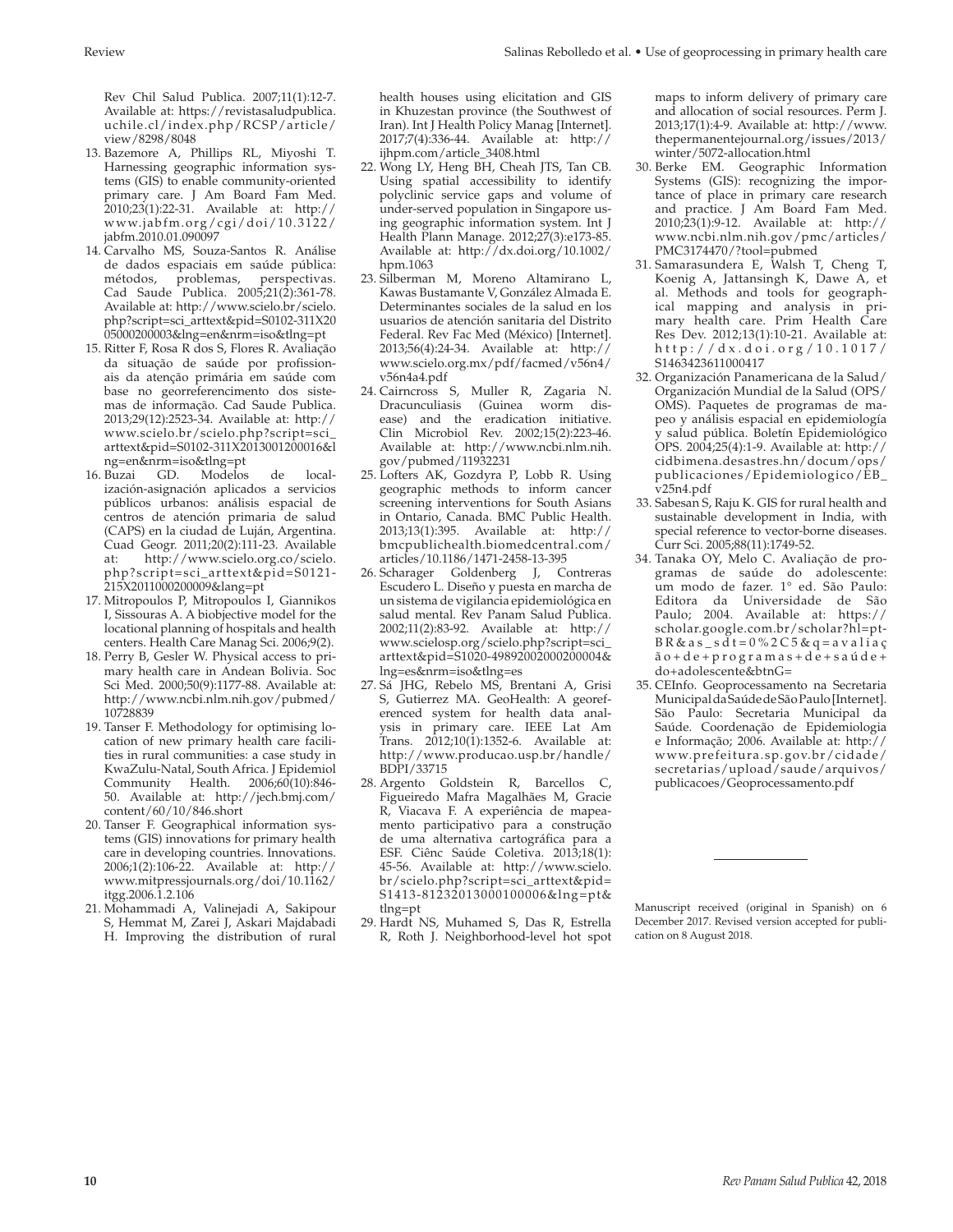Rev Chil Salud Publica. 2007;11(1):12-7. Available at: https://revistasaludpublica.uchile.cl/index.php/RCSP/article/view/8298/8048

13. Bazemore A, Phillips RL, Miyoshi T. Harnessing geographic information systems (GIS) to enable community-oriented primary care. J Am Board Fam Med. 2010;23(1):22-31. Available at: http://www.jabfm.org/cgi/doi/10.3122/jabfm.2010.01.090097
14. Carvalho MS, Souza-Santos R. Análise de dados espaciais em saúde pública: métodos, problemas, perspectivas. Cad Saude Publica. 2005;21(2):361-78. Available at: http://www.scielo.br/scielo.php?script=sci_arttext&pid=S0102-311X2005000200003&lng=en&nrm=iso&tlng=pt
15. Ritter F, Rosa R dos S, Flores R. Avaliação da situação de saúde por profissionais da atenção primária em saúde com base no georreferenciamento dos sistemas de informação. Cad Saude Publica. 2013;29(12):2523-34. Available at: http://www.scielo.br/scielo.php?script=sci_arttext&pid=S0102-311X2013001200016&lng=en&nrm=iso&tlng=pt
16. Buzai GD. Modelos de localización-asignación aplicados a servicios públicos urbanos: análisis espacial de centros de atención primaria de salud (CAPS) en la ciudad de Luján, Argentina. Cuad Geogr. 2011;20(2):111-23. Available at: http://www.scielo.org.co/scielo.php?script=sci_arttext&pid=S0121-215X2011000200009&lang=pt
17. Mitropoulos P, Mitropoulos I, Giannikos I, Sissouras A. A biobjective model for the locational planning of hospitals and health centers. Health Care Manag Sci. 2006;9(2).
18. Perry B, Gesler W. Physical access to primary health care in Andean Bolivia. Soc Sci Med. 2000;50(9):1177-88. Available at: http://www.ncbi.nlm.nih.gov/pubmed/10728839
19. Tanser F. Methodology for optimising location of new primary health care facilities in rural communities: a case study in KwaZulu-Natal, South Africa. J Epidemiol Community Health. 2006;60(10):846-50. Available at: http://jech.bmj.com/content/60/10/846.short
20. Tanser F. Geographical information systems (GIS) innovations for primary health care in developing countries. Innovations. 2006;1(2):106-22. Available at: http://www.mitpressjournals.org/doi/10.1162/itgg.2006.1.2.106
21. Mohammadi A, Valinejadi A, Sakipour S, Hemmat M, Zarei J, Askari Majdabadi H. Improving the distribution of rural health houses using elicitation and GIS in Khuzestan province (the Southwest of Iran). Int J Health Policy Manag [Internet]. 2017;7(4):336-44. Available at: http://ijhpm.com/article_3408.html
22. Wong LY, Heng BH, Cheah JTS, Tan CB. Using spatial accessibility to identify polyclinic service gaps and volume of under-served population in Singapore using geographic information system. Int J Health Plann Manage. 2012;27(3):e173-85. Available at: http://dx.doi.org/10.1002/hpm.1063
23. Silberman M, Moreno Altamirano L, Kawas Bustamante V, González Almada E. Determinantes sociales de la salud en los usuarios de atención sanitaria del Distrito Federal. Rev Fac Med (México) [Internet]. 2013;56(4):24-34. Available at: http://www.scielo.org.mx/pdf/facmed/v56n4/v56n4a4.pdf
24. Cairncross S, Muller R, Zagaria N. Dracunculiasis (Guinea worm disease) and the eradication initiative. Clin Microbiol Rev. 2002;15(2):223-46. Available at: http://www.ncbi.nlm.nih.gov/pubmed/11932231
25. Lofters AK, Gozdyra P, Lobb R. Using geographic methods to inform cancer screening interventions for South Asians in Ontario, Canada. BMC Public Health. 2013;13(1):395. Available at: http://bmcpublichealth.biomedcentral.com/articles/10.1186/1471-2458-13-395
26. Scharager Goldenberg J, Contreras Escudero L. Diseño y puesta en marcha de un sistema de vigilancia epidemiológica en salud mental. Rev Panam Salud Publica. 2002;11(2):83-92. Available at: http://www.scielosp.org/scielo.php?script=sci_arttext&pid=S1020-49892002000200004&lng=es&nrm=iso&tlng=es
27. Sá JHG, Rebelo MS, Brentani A, Grisi S, Gutierrez MA. GeoHealth: A georeferenced system for health data analysis in primary care. IEEE Lat Am Trans. 2012;10(1):1352-6. Available at: http://www.producao.usp.br/handle/BDPI/33715
28. Argento Goldstein R, Barcellos C, Figueiredo Mafra Magalhães M, Gracie R, Viacava F. A experiência de mapeamento participativo para a construção de uma alternativa cartográfica para a ESF. Ciênc Saúde Coletiva. 2013;18(1):45-56. Available at: http://www.scielo.br/scielo.php?script=sci_arttext&pid=S1413-81232013000100006&lng=pt&tlng=pt
29. Hardt NS, Muhamed S, Das R, Estrella R, Roth J. Neighborhood-level hot spot maps to inform delivery of primary care and allocation of social resources. Perm J. 2013;17(1):4-9. Available at: http://www.thepermanentejournal.org/issues/2013/winter/5072-allocation.html
30. Berke EM. Geographic Information Systems (GIS): recognizing the importance of place in primary care research and practice. J Am Board Fam Med. 2010;23(1):9-12. Available at: http://www.ncbi.nlm.nih.gov/pmc/articles/PMC3174470/?tool=pubmed
31. Samarasundera E, Walsh T, Cheng T, Koenig A, Jattansingh K, Dawe A, et al. Methods and tools for geographical mapping and analysis in primary health care. Prim Health Care Res Dev. 2012;13(1):10-21. Available at: http://dx.doi.org/10.1017/S1463423611000417
32. Organización Panamericana de la Salud/Organización Mundial de la Salud (OPS/OMS). Paquetes de programas de mapeo y análisis espacial en epidemiología y salud pública. Boletín Epidemiológico OPS. 2004;25(4):1-9. Available at: http://cidbimena.desastres.hn/docum/ops/publicaciones/Epidemiologico/EB_v25n4.pdf
33. Sabesan S, Raju K. GIS for rural health and sustainable development in India, with special reference to vector-borne diseases. Curr Sci. 2005;88(11):1749-52.
34. Tanaka OY, Melo C. Avaliação de programas de saúde do adolescente: um modo de fazer. 1° ed. São Paulo: Editora da Universidade de São Paulo; 2004. Available at: https://scholar.google.com.br/scholar?hl=pt-BR&as_sdt=0%2C5&q=avaliação+de+programas+de+saúde+do+adolescente&btnG=
35. CEInfo. Geoprocessamento na Secretaria Municipal da Saúde de São Paulo [Internet]. São Paulo: Secretaria Municipal da Saúde. Coordenação de Epidemiologia e Informação; 2006. Available at: http://www.prefeitura.sp.gov.br/cidade/secretarias/upload/saude/arquivos/publicacoes/Geoprocessamento.pdf

---

Manuscript received (original in Spanish) on 6 December 2017. Revised version accepted for publication on 8 August 2018.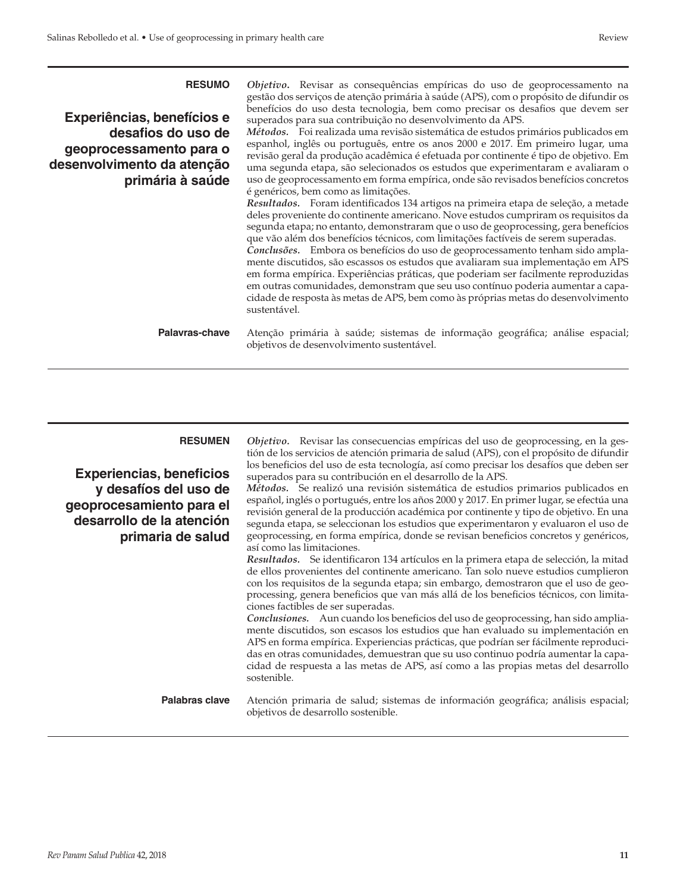## RESUMO

### Experiências, benefícios e desafios do uso de geoprocessamento para o desenvolvimento da atenção primária à saúde

***Objetivo.*** Revisar as consequências empíricas do uso de geoprocessamento na gestão dos serviços de atenção primária à saúde (APS), com o propósito de difundir os benefícios do uso desta tecnologia, bem como precisar os desafios que devem ser superados para sua contribuição no desenvolvimento da APS.

***Métodos.*** Foi realizada uma revisão sistemática de estudos primários publicados em espanhol, inglês ou português, entre os anos 2000 e 2017. Em primeiro lugar, uma revisão geral da produção acadêmica é efetuada por continente é tipo de objetivo. Em uma segunda etapa, são selecionados os estudos que experimentaram e avaliaram o uso de geoprocessamento em forma empírica, onde são revisados benefícios concretos é genéricos, bem como as limitações.

***Resultados.*** Foram identificados 134 artigos na primeira etapa de seleção, a metade deles proveniente do continente americano. Nove estudos cumpriram os requisitos da segunda etapa; no entanto, demonstraram que o uso de geoprocessing, gera benefícios que vão além dos benefícios técnicos, com limitações factíveis de serem superadas.

***Conclusões.*** Embora os benefícios do uso de geoprocessamento tenham sido amplamente discutidos, são escassos os estudos que avaliaram sua implementação em APS em forma empírica. Experiências práticas, que poderiam ser facilmente reproduzidas em outras comunidades, demonstram que seu uso contínuo poderia aumentar a capacidade de resposta às metas de APS, bem como às próprias metas do desenvolvimento sustentável.

**Palavras-chave** Atenção primária à saúde; sistemas de informação geográfica; análise espacial; objetivos de desenvolvimento sustentável.

## RESUMEN

### Experiencias, beneficios y desafíos del uso de geoprocesamiento para el desarrollo de la atención primaria de salud

***Objetivo.*** Revisar las consecuencias empíricas del uso de geoprocessing, en la gestión de los servicios de atención primaria de salud (APS), con el propósito de difundir los beneficios del uso de esta tecnología, así como precisar los desafíos que deben ser superados para su contribución en el desarrollo de la APS.

***Métodos.*** Se realizó una revisión sistemática de estudios primarios publicados en español, inglés o portugués, entre los años 2000 y 2017. En primer lugar, se efectúa una revisión general de la producción académica por continente y tipo de objetivo. En una segunda etapa, se seleccionan los estudios que experimentaron y evaluaron el uso de geoprocessing, en forma empírica, donde se revisan beneficios concretos y genéricos, así como las limitaciones.

***Resultados.*** Se identificaron 134 artículos en la primera etapa de selección, la mitad de ellos provenientes del continente americano. Tan solo nueve estudios cumplieron con los requisitos de la segunda etapa; sin embargo, demostraron que el uso de geoprocessing, genera beneficios que van más allá de los beneficios técnicos, con limitaciones factibles de ser superadas.

***Conclusiones.*** Aun cuando los beneficios del uso de geoprocessing, han sido ampliamente discutidos, son escasos los estudios que han evaluado su implementación en APS en forma empírica. Experiencias prácticas, que podrían ser fácilmente reproducidas en otras comunidades, demuestran que su uso continuo podría aumentar la capacidad de respuesta a las metas de APS, así como a las propias metas del desarrollo sostenible.

**Palabras clave** Atención primaria de salud; sistemas de información geográfica; análisis espacial; objetivos de desarrollo sostenible.